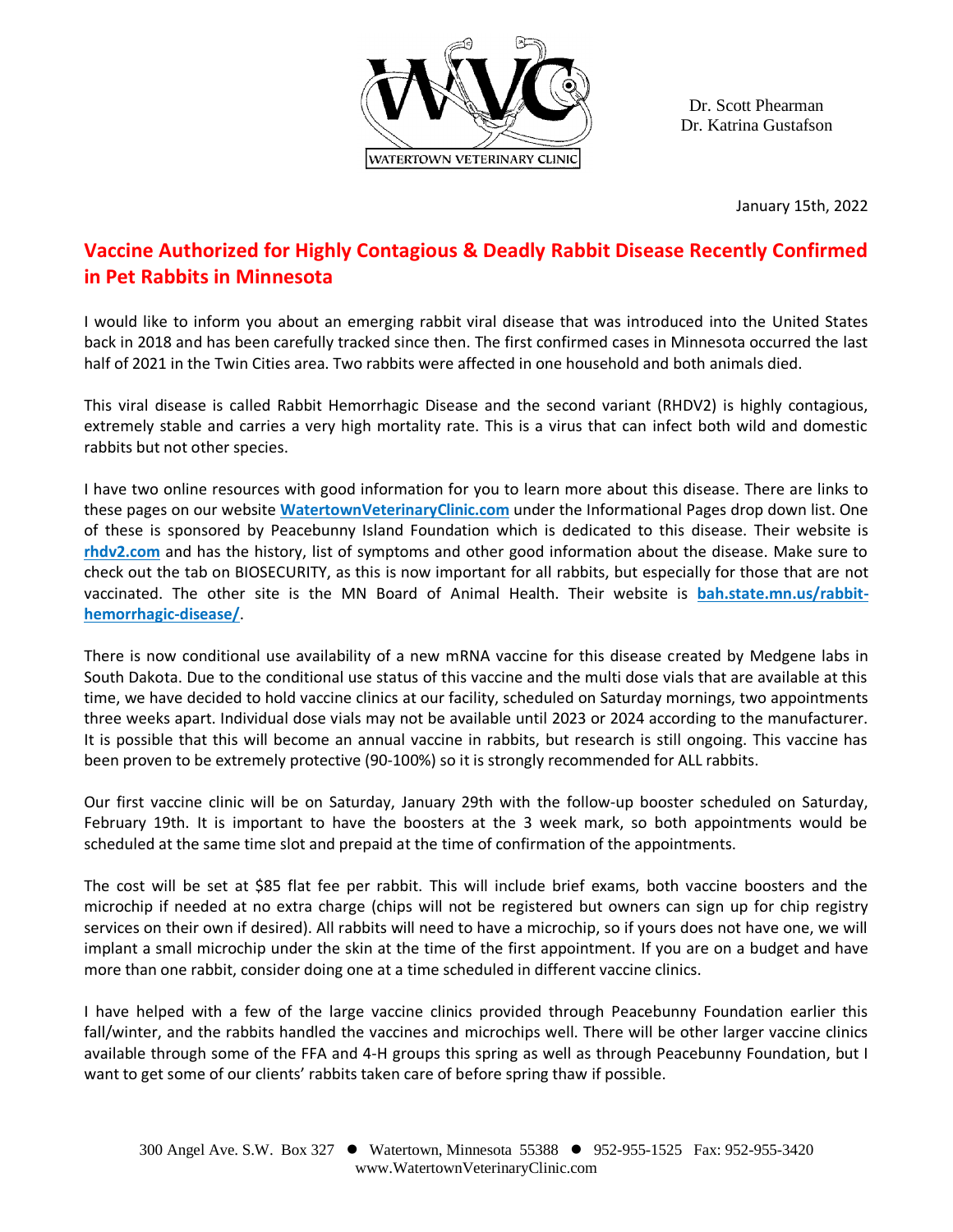WATERTOWN VETERINARY CLINIC

Dr. Scott Phearman
Dr. Katrina Gustafson

January 15th, 2022

# Vaccine Authorized for Highly Contagious & Deadly Rabbit Disease Recently Confirmed in Pet Rabbits in Minnesota

I would like to inform you about an emerging rabbit viral disease that was introduced into the United States back in 2018 and has been carefully tracked since then. The first confirmed cases in Minnesota occurred the last half of 2021 in the Twin Cities area. Two rabbits were affected in one household and both animals died.

This viral disease is called Rabbit Hemorrhagic Disease and the second variant (RHDV2) is highly contagious, extremely stable and carries a very high mortality rate. This is a virus that can infect both wild and domestic rabbits but not other species.

I have two online resources with good information for you to learn more about this disease. There are links to these pages on our website **WatertownVeterinaryClinic.com** under the Informational Pages drop down list. One of these is sponsored by Peacebunny Island Foundation which is dedicated to this disease. Their website is **rhdv2.com** and has the history, list of symptoms and other good information about the disease. Make sure to check out the tab on BIOSECURITY, as this is now important for all rabbits, but especially for those that are not vaccinated. The other site is the MN Board of Animal Health. Their website is **bah.state.mn.us/rabbit-hemorrhagic-disease/**.

There is now conditional use availability of a new mRNA vaccine for this disease created by Medgene labs in South Dakota. Due to the conditional use status of this vaccine and the multi dose vials that are available at this time, we have decided to hold vaccine clinics at our facility, scheduled on Saturday mornings, two appointments three weeks apart. Individual dose vials may not be available until 2023 or 2024 according to the manufacturer. It is possible that this will become an annual vaccine in rabbits, but research is still ongoing. This vaccine has been proven to be extremely protective (90-100%) so it is strongly recommended for ALL rabbits.

Our first vaccine clinic will be on Saturday, January 29th with the follow-up booster scheduled on Saturday, February 19th. It is important to have the boosters at the 3 week mark, so both appointments would be scheduled at the same time slot and prepaid at the time of confirmation of the appointments.

The cost will be set at $85 flat fee per rabbit. This will include brief exams, both vaccine boosters and the microchip if needed at no extra charge (chips will not be registered but owners can sign up for chip registry services on their own if desired). All rabbits will need to have a microchip, so if yours does not have one, we will implant a small microchip under the skin at the time of the first appointment. If you are on a budget and have more than one rabbit, consider doing one at a time scheduled in different vaccine clinics.

I have helped with a few of the large vaccine clinics provided through Peacebunny Foundation earlier this fall/winter, and the rabbits handled the vaccines and microchips well. There will be other larger vaccine clinics available through some of the FFA and 4-H groups this spring as well as through Peacebunny Foundation, but I want to get some of our clients' rabbits taken care of before spring thaw if possible.

300 Angel Ave. S.W. Box 327 ● Watertown, Minnesota 55388 ● 952-955-1525 Fax: 952-955-3420
www.WatertownVeterinaryClinic.com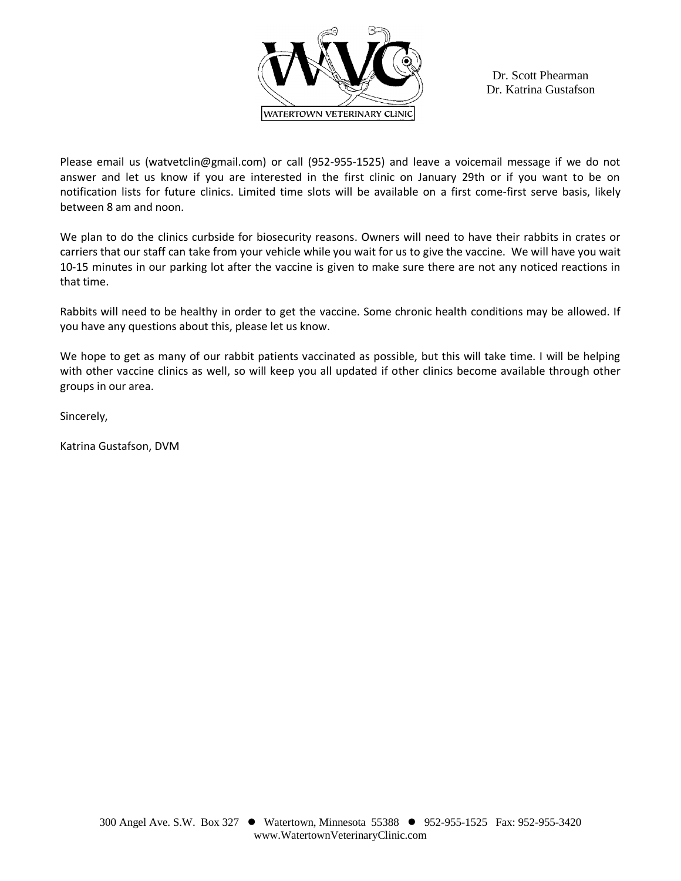WATERTOWN VETERINARY CLINIC

Dr. Scott Phearman
Dr. Katrina Gustafson

Please email us (watvetclin@gmail.com) or call (952-955-1525) and leave a voicemail message if we do not answer and let us know if you are interested in the first clinic on January 29th or if you want to be on notification lists for future clinics. Limited time slots will be available on a first come-first serve basis, likely between 8 am and noon.

We plan to do the clinics curbside for biosecurity reasons. Owners will need to have their rabbits in crates or carriers that our staff can take from your vehicle while you wait for us to give the vaccine. We will have you wait 10-15 minutes in our parking lot after the vaccine is given to make sure there are not any noticed reactions in that time.

Rabbits will need to be healthy in order to get the vaccine. Some chronic health conditions may be allowed. If you have any questions about this, please let us know.

We hope to get as many of our rabbit patients vaccinated as possible, but this will take time. I will be helping with other vaccine clinics as well, so will keep you all updated if other clinics become available through other groups in our area.

Sincerely,

Katrina Gustafson, DVM

300 Angel Ave. S.W. Box 327 ● Watertown, Minnesota 55388 ● 952-955-1525 Fax: 952-955-3420
www.WatertownVeterinaryClinic.com